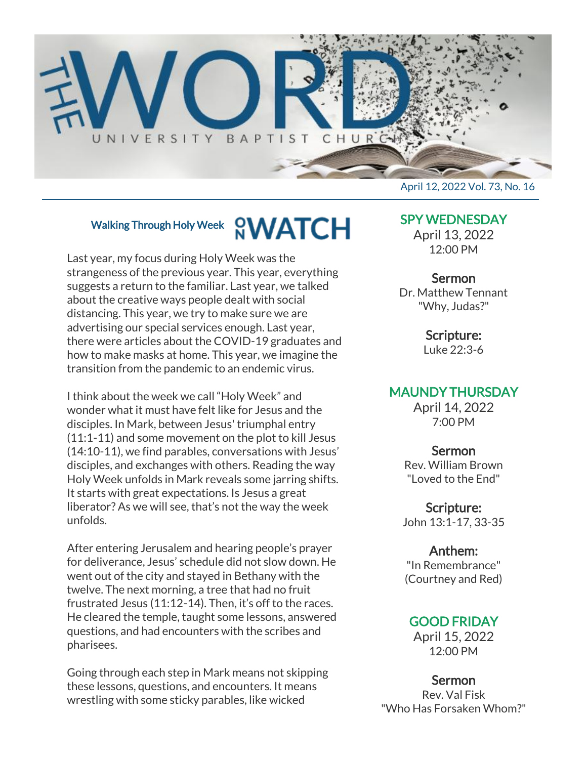# THE WORD

UNIVERSITY BAPTIST CHURCH

April 12, 2022 Vol. 73, No. 16

## Walking Through Holy Week ON WATCH

Last year, my focus during Holy Week was the strangeness of the previous year. This year, everything suggests a return to the familiar. Last year, we talked about the creative ways people dealt with social distancing. This year, we try to make sure we are advertising our special services enough. Last year, there were articles about the COVID-19 graduates and how to make masks at home. This year, we imagine the transition from the pandemic to an endemic virus.

I think about the week we call "Holy Week" and wonder what it must have felt like for Jesus and the disciples. In Mark, between Jesus' triumphal entry (11:1-11) and some movement on the plot to kill Jesus (14:10-11), we find parables, conversations with Jesus' disciples, and exchanges with others. Reading the way Holy Week unfolds in Mark reveals some jarring shifts. It starts with great expectations. Is Jesus a great liberator? As we will see, that's not the way the week unfolds.

After entering Jerusalem and hearing people's prayer for deliverance, Jesus' schedule did not slow down. He went out of the city and stayed in Bethany with the twelve. The next morning, a tree that had no fruit frustrated Jesus (11:12-14). Then, it's off to the races. He cleared the temple, taught some lessons, answered questions, and had encounters with the scribes and pharisees.

Going through each step in Mark means not skipping these lessons, questions, and encounters. It means wrestling with some sticky parables, like wicked

## SPY WEDNESDAY

April 13, 2022
12:00 PM

**Sermon**
Dr. Matthew Tennant
"Why, Judas?"

**Scripture:**
Luke 22:3-6

## MAUNDY THURSDAY

April 14, 2022
7:00 PM

**Sermon**
Rev. William Brown
"Loved to the End"

**Scripture:**
John 13:1-17, 33-35

**Anthem:**
"In Remembrance"
(Courtney and Red)

## GOOD FRIDAY

April 15, 2022
12:00 PM

**Sermon**
Rev. Val Fisk
"Who Has Forsaken Whom?"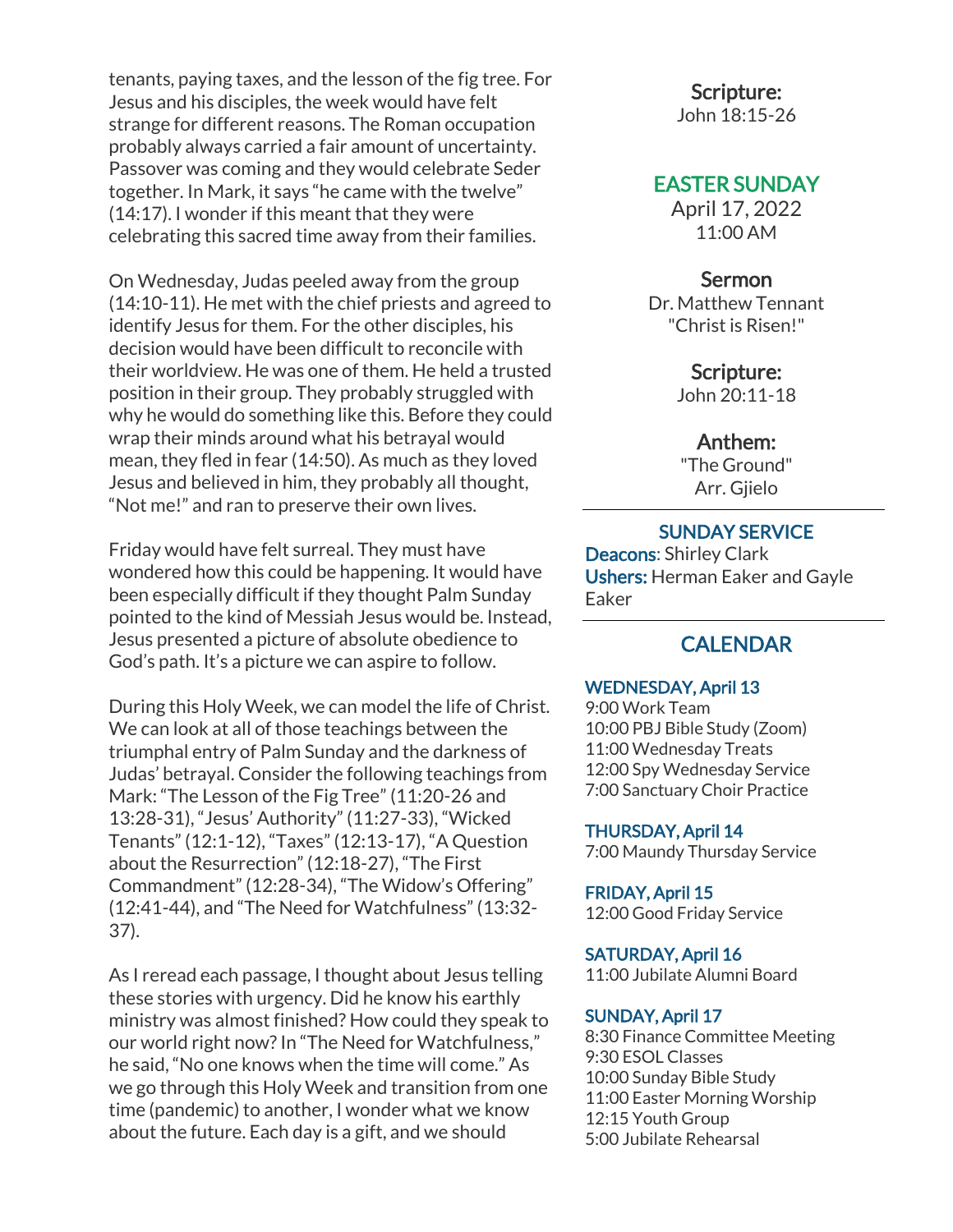tenants, paying taxes, and the lesson of the fig tree. For Jesus and his disciples, the week would have felt strange for different reasons. The Roman occupation probably always carried a fair amount of uncertainty. Passover was coming and they would celebrate Seder together. In Mark, it says "he came with the twelve" (14:17). I wonder if this meant that they were celebrating this sacred time away from their families.

On Wednesday, Judas peeled away from the group (14:10-11). He met with the chief priests and agreed to identify Jesus for them. For the other disciples, his decision would have been difficult to reconcile with their worldview. He was one of them. He held a trusted position in their group. They probably struggled with why he would do something like this. Before they could wrap their minds around what his betrayal would mean, they fled in fear (14:50). As much as they loved Jesus and believed in him, they probably all thought, "Not me!" and ran to preserve their own lives.

Friday would have felt surreal. They must have wondered how this could be happening. It would have been especially difficult if they thought Palm Sunday pointed to the kind of Messiah Jesus would be. Instead, Jesus presented a picture of absolute obedience to God's path. It's a picture we can aspire to follow.

During this Holy Week, we can model the life of Christ. We can look at all of those teachings between the triumphal entry of Palm Sunday and the darkness of Judas' betrayal. Consider the following teachings from Mark: "The Lesson of the Fig Tree" (11:20-26 and 13:28-31), "Jesus' Authority" (11:27-33), "Wicked Tenants" (12:1-12), "Taxes" (12:13-17), "A Question about the Resurrection" (12:18-27), "The First Commandment" (12:28-34), "The Widow's Offering" (12:41-44), and "The Need for Watchfulness" (13:32-37).

As I reread each passage, I thought about Jesus telling these stories with urgency. Did he know his earthly ministry was almost finished? How could they speak to our world right now? In "The Need for Watchfulness," he said, "No one knows when the time will come." As we go through this Holy Week and transition from one time (pandemic) to another, I wonder what we know about the future. Each day is a gift, and we should

**Scripture:**
John 18:15-26

## EASTER SUNDAY

April 17, 2022
11:00 AM

**Sermon**
Dr. Matthew Tennant
"Christ is Risen!"

**Scripture:**
John 20:11-18

**Anthem:**
"The Ground"
Arr. Gjielo

---

## SUNDAY SERVICE

**Deacons**: Shirley Clark
**Ushers:** Herman Eaker and Gayle Eaker

---

## CALENDAR

**WEDNESDAY, April 13**
9:00 Work Team
10:00 PBJ Bible Study (Zoom)
11:00 Wednesday Treats
12:00 Spy Wednesday Service
7:00 Sanctuary Choir Practice

**THURSDAY, April 14**
7:00 Maundy Thursday Service

**FRIDAY, April 15**
12:00 Good Friday Service

**SATURDAY, April 16**
11:00 Jubilate Alumni Board

**SUNDAY, April 17**
8:30 Finance Committee Meeting
9:30 ESOL Classes
10:00 Sunday Bible Study
11:00 Easter Morning Worship
12:15 Youth Group
5:00 Jubilate Rehearsal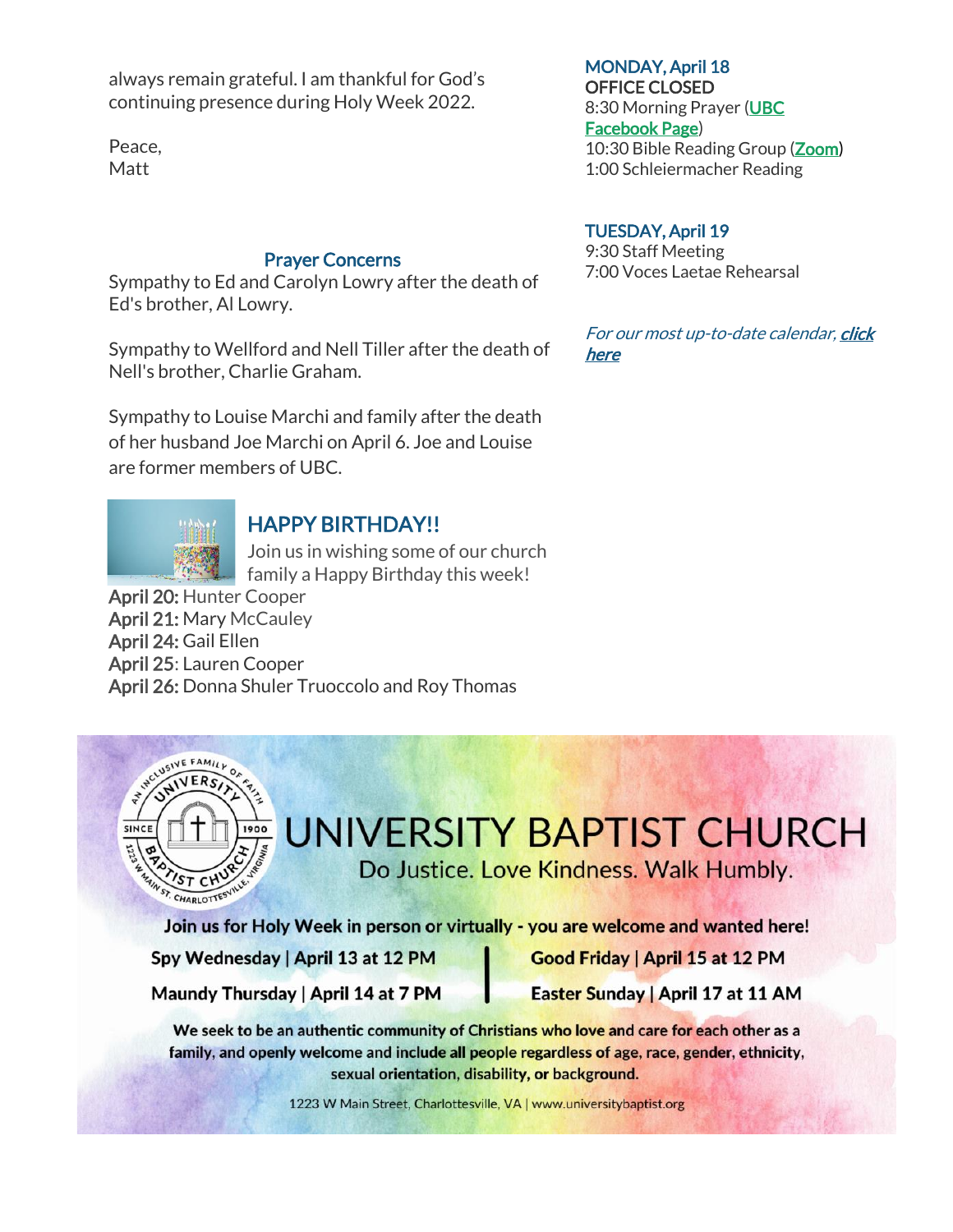always remain grateful. I am thankful for God's continuing presence during Holy Week 2022.

Peace,
Matt

## Prayer Concerns

Sympathy to Ed and Carolyn Lowry after the death of Ed's brother, Al Lowry.

Sympathy to Wellford and Nell Tiller after the death of Nell's brother, Charlie Graham.

Sympathy to Louise Marchi and family after the death of her husband Joe Marchi on April 6. Joe and Louise are former members of UBC.

## HAPPY BIRTHDAY!!

Join us in wishing some of our church family a Happy Birthday this week!

**April 20:** Hunter Cooper
**April 21:** Mary McCauley
**April 24:** Gail Ellen
**April 25**: Lauren Cooper
**April 26:** Donna Shuler Truoccolo and Roy Thomas

### MONDAY, April 18

**OFFICE CLOSED**
8:30 Morning Prayer (UBC Facebook Page)
10:30 Bible Reading Group (Zoom)
1:00 Schleiermacher Reading

### TUESDAY, April 19

9:30 Staff Meeting
7:00 Voces Laetae Rehearsal

*For our most up-to-date calendar, **click here***

# UNIVERSITY BAPTIST CHURCH

Do Justice. Love Kindness. Walk Humbly.

**Join us for Holy Week in person or virtually - you are welcome and wanted here!**

**Spy Wednesday | April 13 at 12 PM**
**Maundy Thursday | April 14 at 7 PM**
**Good Friday | April 15 at 12 PM**
**Easter Sunday | April 17 at 11 AM**

**We seek to be an authentic community of Christians who love and care for each other as a family, and openly welcome and include all people regardless of age, race, gender, ethnicity, sexual orientation, disability, or background.**

1223 W Main Street, Charlottesville, VA | www.universitybaptist.org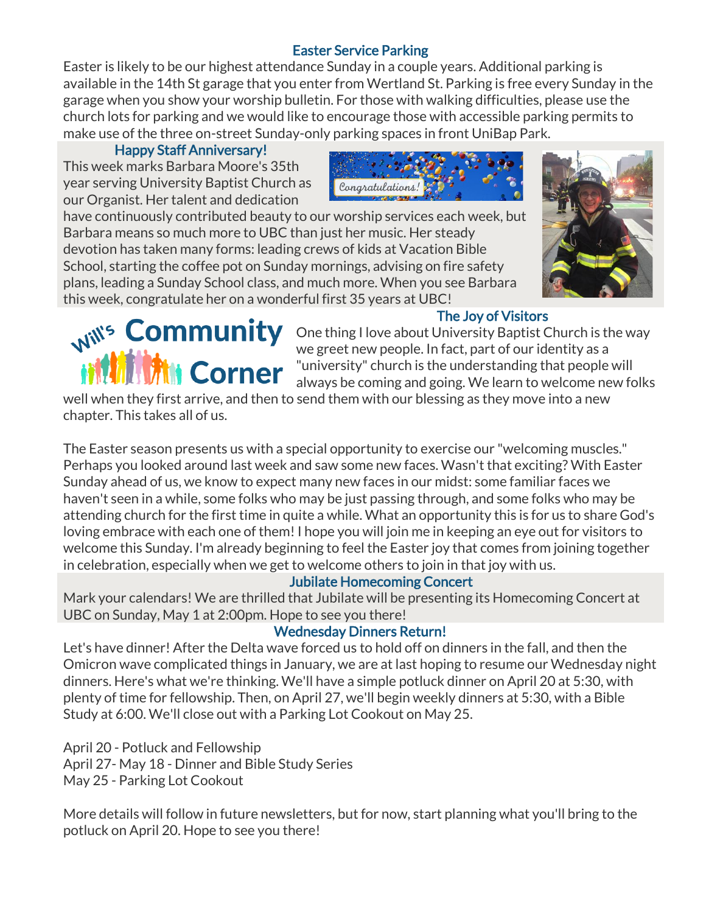## Easter Service Parking

Easter is likely to be our highest attendance Sunday in a couple years. Additional parking is available in the 14th St garage that you enter from Wertland St. Parking is free every Sunday in the garage when you show your worship bulletin. For those with walking difficulties, please use the church lots for parking and we would like to encourage those with accessible parking permits to make use of the three on-street Sunday-only parking spaces in front UniBap Park.

## Happy Staff Anniversary!

This week marks Barbara Moore's 35th year serving University Baptist Church as our Organist. Her talent and dedication have continuously contributed beauty to our worship services each week, but Barbara means so much more to UBC than just her music. Her steady devotion has taken many forms: leading crews of kids at Vacation Bible School, starting the coffee pot on Sunday mornings, advising on fire safety plans, leading a Sunday School class, and much more. When you see Barbara this week, congratulate her on a wonderful first 35 years at UBC!

# Will's Community Corner

## The Joy of Visitors

One thing I love about University Baptist Church is the way we greet new people. In fact, part of our identity as a "university" church is the understanding that people will always be coming and going. We learn to welcome new folks well when they first arrive, and then to send them with our blessing as they move into a new chapter. This takes all of us.

The Easter season presents us with a special opportunity to exercise our "welcoming muscles." Perhaps you looked around last week and saw some new faces. Wasn't that exciting? With Easter Sunday ahead of us, we know to expect many new faces in our midst: some familiar faces we haven't seen in a while, some folks who may be just passing through, and some folks who may be attending church for the first time in quite a while. What an opportunity this is for us to share God's loving embrace with each one of them! I hope you will join me in keeping an eye out for visitors to welcome this Sunday. I'm already beginning to feel the Easter joy that comes from joining together in celebration, especially when we get to welcome others to join in that joy with us.

## Jubilate Homecoming Concert

Mark your calendars! We are thrilled that Jubilate will be presenting its Homecoming Concert at UBC on Sunday, May 1 at 2:00pm. Hope to see you there!

## Wednesday Dinners Return!

Let's have dinner! After the Delta wave forced us to hold off on dinners in the fall, and then the Omicron wave complicated things in January, we are at last hoping to resume our Wednesday night dinners. Here's what we're thinking. We'll have a simple potluck dinner on April 20 at 5:30, with plenty of time for fellowship. Then, on April 27, we'll begin weekly dinners at 5:30, with a Bible Study at 6:00. We'll close out with a Parking Lot Cookout on May 25.

April 20 - Potluck and Fellowship
April 27- May 18 - Dinner and Bible Study Series
May 25 - Parking Lot Cookout

More details will follow in future newsletters, but for now, start planning what you'll bring to the potluck on April 20. Hope to see you there!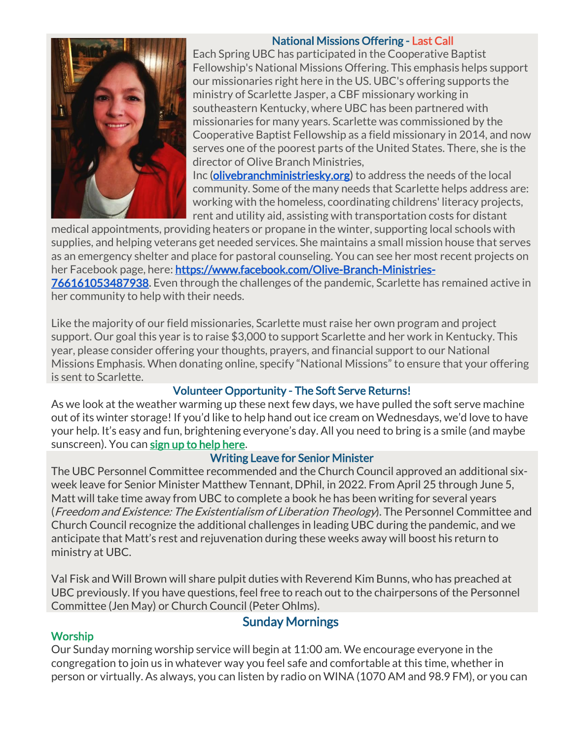### National Missions Offering - Last Call

Each Spring UBC has participated in the Cooperative Baptist Fellowship's National Missions Offering. This emphasis helps support our missionaries right here in the US. UBC's offering supports the ministry of Scarlette Jasper, a CBF missionary working in southeastern Kentucky, where UBC has been partnered with missionaries for many years. Scarlette was commissioned by the Cooperative Baptist Fellowship as a field missionary in 2014, and now serves one of the poorest parts of the United States. There, she is the director of Olive Branch Ministries, Inc (olivebranchministriesky.org) to address the needs of the local community. Some of the many needs that Scarlette helps address are: working with the homeless, coordinating childrens' literacy projects, rent and utility aid, assisting with transportation costs for distant medical appointments, providing heaters or propane in the winter, supporting local schools with supplies, and helping veterans get needed services. She maintains a small mission house that serves as an emergency shelter and place for pastoral counseling. You can see her most recent projects on her Facebook page, here: https://www.facebook.com/Olive-Branch-Ministries-766161053487938. Even through the challenges of the pandemic, Scarlette has remained active in her community to help with their needs.

Like the majority of our field missionaries, Scarlette must raise her own program and project support. Our goal this year is to raise $3,000 to support Scarlette and her work in Kentucky. This year, please consider offering your thoughts, prayers, and financial support to our National Missions Emphasis. When donating online, specify "National Missions" to ensure that your offering is sent to Scarlette.

### Volunteer Opportunity - The Soft Serve Returns!

As we look at the weather warming up these next few days, we have pulled the soft serve machine out of its winter storage! If you'd like to help hand out ice cream on Wednesdays, we'd love to have your help. It's easy and fun, brightening everyone's day. All you need to bring is a smile (and maybe sunscreen). You can sign up to help here.

### Writing Leave for Senior Minister

The UBC Personnel Committee recommended and the Church Council approved an additional six-week leave for Senior Minister Matthew Tennant, DPhil, in 2022. From April 25 through June 5, Matt will take time away from UBC to complete a book he has been writing for several years (*Freedom and Existence: The Existentialism of Liberation Theology*). The Personnel Committee and Church Council recognize the additional challenges in leading UBC during the pandemic, and we anticipate that Matt's rest and rejuvenation during these weeks away will boost his return to ministry at UBC.

Val Fisk and Will Brown will share pulpit duties with Reverend Kim Bunns, who has preached at UBC previously. If you have questions, feel free to reach out to the chairpersons of the Personnel Committee (Jen May) or Church Council (Peter Ohlms).

## Sunday Mornings

### Worship

Our Sunday morning worship service will begin at 11:00 am. We encourage everyone in the congregation to join us in whatever way you feel safe and comfortable at this time, whether in person or virtually. As always, you can listen by radio on WINA (1070 AM and 98.9 FM), or you can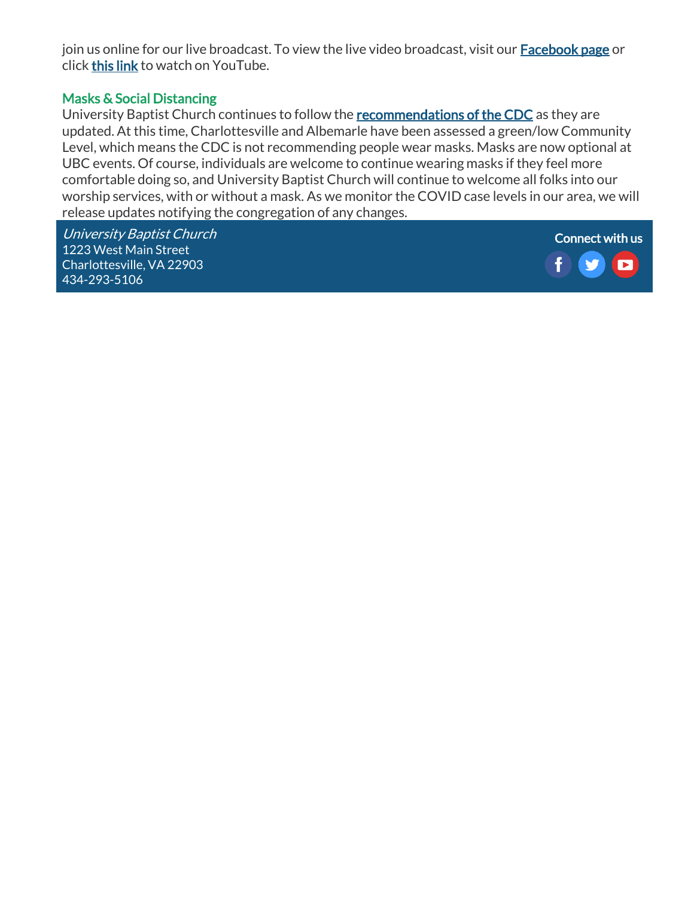join us online for our live broadcast. To view the live video broadcast, visit our **Facebook page** or click **this link** to watch on YouTube.

### Masks & Social Distancing

University Baptist Church continues to follow the **recommendations of the CDC** as they are updated. At this time, Charlottesville and Albemarle have been assessed a green/low Community Level, which means the CDC is not recommending people wear masks. Masks are now optional at UBC events. Of course, individuals are welcome to continue wearing masks if they feel more comfortable doing so, and University Baptist Church will continue to welcome all folks into our worship services, with or without a mask. As we monitor the COVID case levels in our area, we will release updates notifying the congregation of any changes.

*University Baptist Church*
1223 West Main Street
Charlottesville, VA 22903
434-293-5106

**Connect with us**